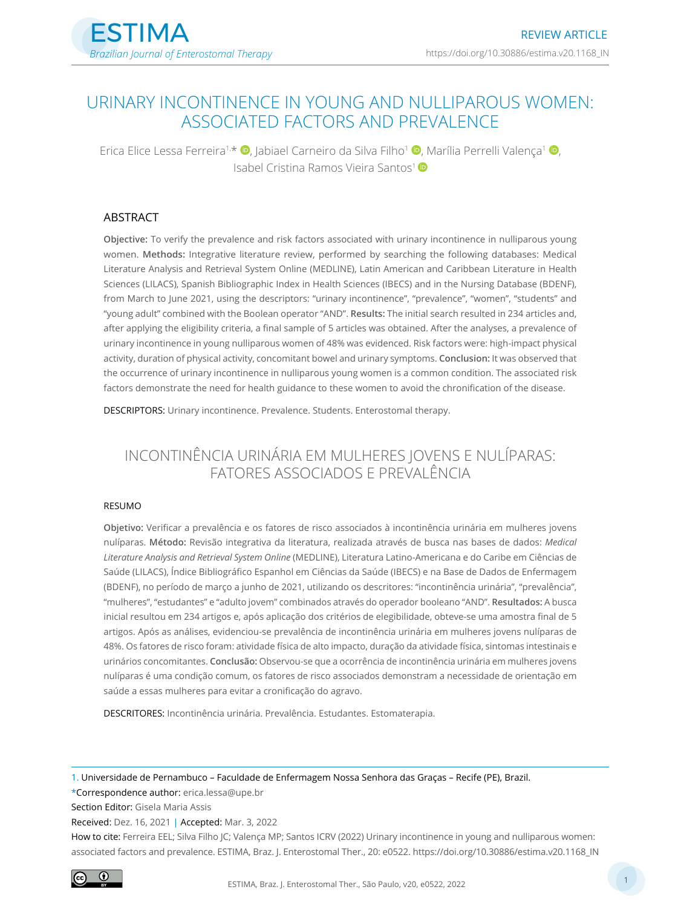REVIEW ARTICLE

https://doi.org/10.30886/estima.v20.1168_IN

# URINARY INCONTINENCE IN YOUNG AND NULLIPAROUS WOMEN: ASSOCIATED FACTORS AND PREVALENCE

Erica Elice Lessa Ferreira[1,*], Jabiael Carneiro da Silva Filho[1], Marília Perrelli Valença[1], Isabel Cristina Ramos Vieira Santos[1]

## ABSTRACT

**Objective:** To verify the prevalence and risk factors associated with urinary incontinence in nulliparous young women. **Methods:** Integrative literature review, performed by searching the following databases: Medical Literature Analysis and Retrieval System Online (MEDLINE), Latin American and Caribbean Literature in Health Sciences (LILACS), Spanish Bibliographic Index in Health Sciences (IBECS) and in the Nursing Database (BDENF), from March to June 2021, using the descriptors: "urinary incontinence", "prevalence", "women", "students" and "young adult" combined with the Boolean operator "AND". **Results:** The initial search resulted in 234 articles and, after applying the eligibility criteria, a final sample of 5 articles was obtained. After the analyses, a prevalence of urinary incontinence in young nulliparous women of 48% was evidenced. Risk factors were: high-impact physical activity, duration of physical activity, concomitant bowel and urinary symptoms. **Conclusion:** It was observed that the occurrence of urinary incontinence in nulliparous young women is a common condition. The associated risk factors demonstrate the need for health guidance to these women to avoid the chronification of the disease.

DESCRIPTORS: Urinary incontinence. Prevalence. Students. Enterostomal therapy.

# INCONTINÊNCIA URINÁRIA EM MULHERES JOVENS E NULÍPARAS: FATORES ASSOCIADOS E PREVALÊNCIA

## RESUMO

**Objetivo:** Verificar a prevalência e os fatores de risco associados à incontinência urinária em mulheres jovens nulíparas. **Método:** Revisão integrativa da literatura, realizada através de busca nas bases de dados: *Medical Literature Analysis and Retrieval System Online* (MEDLINE), Literatura Latino-Americana e do Caribe em Ciências de Saúde (LILACS), Índice Bibliográfico Espanhol em Ciências da Saúde (IBECS) e na Base de Dados de Enfermagem (BDENF), no período de março a junho de 2021, utilizando os descritores: "incontinência urinária", "prevalência", "mulheres", "estudantes" e "adulto jovem" combinados através do operador booleano "AND". **Resultados:** A busca inicial resultou em 234 artigos e, após aplicação dos critérios de elegibilidade, obteve-se uma amostra final de 5 artigos. Após as análises, evidenciou-se prevalência de incontinência urinária em mulheres jovens nulíparas de 48%. Os fatores de risco foram: atividade física de alto impacto, duração da atividade física, sintomas intestinais e urinários concomitantes. **Conclusão:** Observou-se que a ocorrência de incontinência urinária em mulheres jovens nulíparas é uma condição comum, os fatores de risco associados demonstram a necessidade de orientação em saúde a essas mulheres para evitar a cronificação do agravo.

DESCRITORES: Incontinência urinária. Prevalência. Estudantes. Estomaterapia.

---

1. Universidade de Pernambuco – Faculdade de Enfermagem Nossa Senhora das Graças – Recife (PE), Brazil.

*Correspondence author: erica.lessa@upe.br

Section Editor: Gisela Maria Assis

Received: Dez. 16, 2021 | Accepted: Mar. 3, 2022

How to cite: Ferreira EEL; Silva Filho JC; Valença MP; Santos ICRV (2022) Urinary incontinence in young and nulliparous women: associated factors and prevalence. ESTIMA, Braz. J. Enterostomal Ther., 20: e0522. https://doi.org/10.30886/estima.v20.1168_IN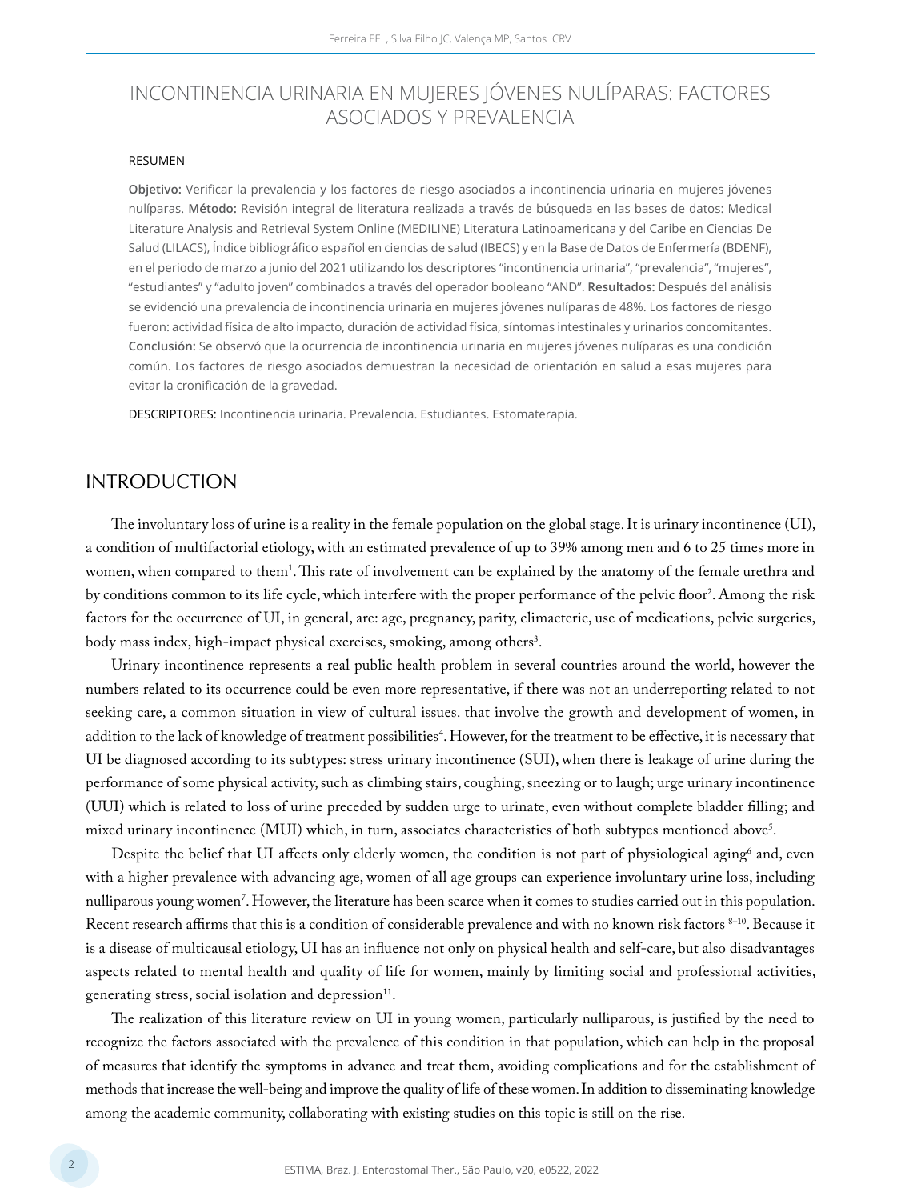# INCONTINENCIA URINARIA EN MUJERES JÓVENES NULÍPARAS: FACTORES ASOCIADOS Y PREVALENCIA

RESUMEN

**Objetivo:** Verificar la prevalencia y los factores de riesgo asociados a incontinencia urinaria en mujeres jóvenes nulíparas. **Método:** Revisión integral de literatura realizada a través de búsqueda en las bases de datos: Medical Literature Analysis and Retrieval System Online (MEDILINE) Literatura Latinoamericana y del Caribe en Ciencias De Salud (LILACS), Índice bibliográfico español en ciencias de salud (IBECS) y en la Base de Datos de Enfermería (BDENF), en el periodo de marzo a junio del 2021 utilizando los descriptores "incontinencia urinaria", "prevalencia", "mujeres", "estudiantes" y "adulto joven" combinados a través del operador booleano "AND". **Resultados:** Después del análisis se evidenció una prevalencia de incontinencia urinaria en mujeres jóvenes nulíparas de 48%. Los factores de riesgo fueron: actividad física de alto impacto, duración de actividad física, síntomas intestinales y urinarios concomitantes. **Conclusión:** Se observó que la ocurrencia de incontinencia urinaria en mujeres jóvenes nulíparas es una condición común. Los factores de riesgo asociados demuestran la necesidad de orientación en salud a esas mujeres para evitar la cronificación de la gravedad.

DESCRIPTORES: Incontinencia urinaria. Prevalencia. Estudiantes. Estomaterapia.

## INTRODUCTION

The involuntary loss of urine is a reality in the female population on the global stage. It is urinary incontinence (UI), a condition of multifactorial etiology, with an estimated prevalence of up to 39% among men and 6 to 25 times more in women, when compared to them[1]. This rate of involvement can be explained by the anatomy of the female urethra and by conditions common to its life cycle, which interfere with the proper performance of the pelvic floor[2]. Among the risk factors for the occurrence of UI, in general, are: age, pregnancy, parity, climacteric, use of medications, pelvic surgeries, body mass index, high-impact physical exercises, smoking, among others[3].

Urinary incontinence represents a real public health problem in several countries around the world, however the numbers related to its occurrence could be even more representative, if there was not an underreporting related to not seeking care, a common situation in view of cultural issues. that involve the growth and development of women, in addition to the lack of knowledge of treatment possibilities[4]. However, for the treatment to be effective, it is necessary that UI be diagnosed according to its subtypes: stress urinary incontinence (SUI), when there is leakage of urine during the performance of some physical activity, such as climbing stairs, coughing, sneezing or to laugh; urge urinary incontinence (UUI) which is related to loss of urine preceded by sudden urge to urinate, even without complete bladder filling; and mixed urinary incontinence (MUI) which, in turn, associates characteristics of both subtypes mentioned above[5].

Despite the belief that UI affects only elderly women, the condition is not part of physiological aging[6] and, even with a higher prevalence with advancing age, women of all age groups can experience involuntary urine loss, including nulliparous young women[7]. However, the literature has been scarce when it comes to studies carried out in this population. Recent research affirms that this is a condition of considerable prevalence and with no known risk factors [8–10]. Because it is a disease of multicausal etiology, UI has an influence not only on physical health and self-care, but also disadvantages aspects related to mental health and quality of life for women, mainly by limiting social and professional activities, generating stress, social isolation and depression[11].

The realization of this literature review on UI in young women, particularly nulliparous, is justified by the need to recognize the factors associated with the prevalence of this condition in that population, which can help in the proposal of measures that identify the symptoms in advance and treat them, avoiding complications and for the establishment of methods that increase the well-being and improve the quality of life of these women. In addition to disseminating knowledge among the academic community, collaborating with existing studies on this topic is still on the rise.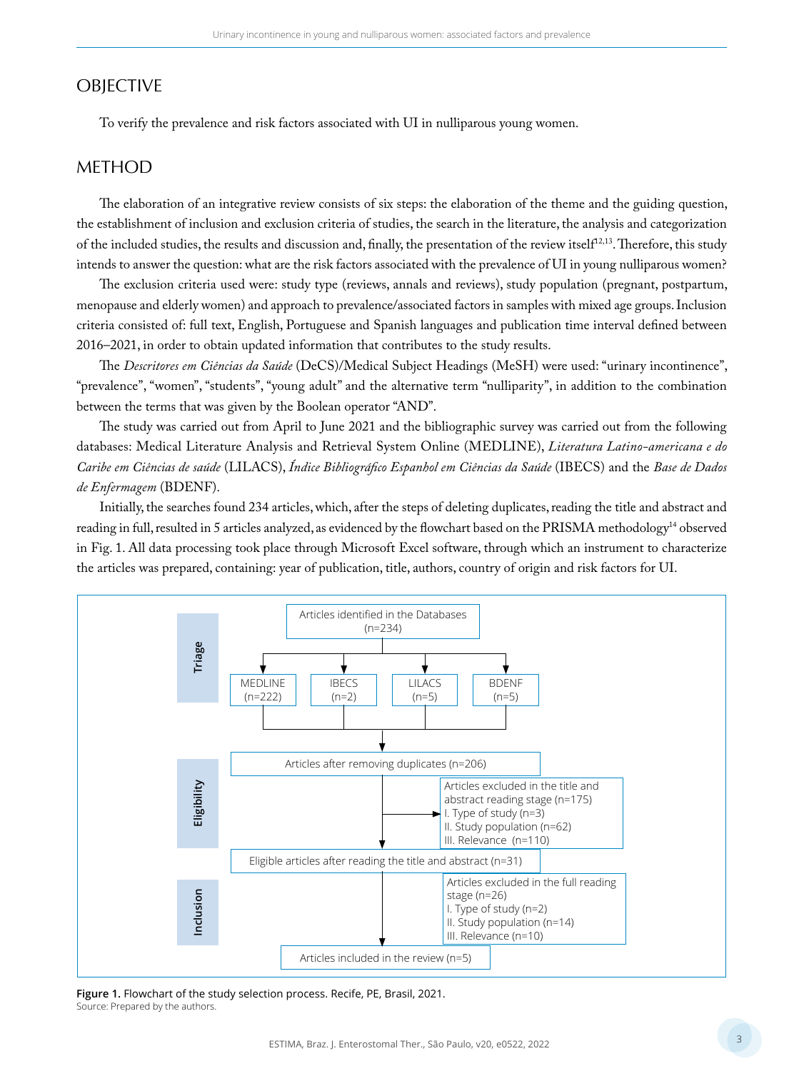## OBJECTIVE

To verify the prevalence and risk factors associated with UI in nulliparous young women.

## METHOD

The elaboration of an integrative review consists of six steps: the elaboration of the theme and the guiding question, the establishment of inclusion and exclusion criteria of studies, the search in the literature, the analysis and categorization of the included studies, the results and discussion and, finally, the presentation of the review itself[12,13]. Therefore, this study intends to answer the question: what are the risk factors associated with the prevalence of UI in young nulliparous women?

The exclusion criteria used were: study type (reviews, annals and reviews), study population (pregnant, postpartum, menopause and elderly women) and approach to prevalence/associated factors in samples with mixed age groups. Inclusion criteria consisted of: full text, English, Portuguese and Spanish languages and publication time interval defined between 2016–2021, in order to obtain updated information that contributes to the study results.

The *Descritores em Ciências da Saúde* (DeCS)/Medical Subject Headings (MeSH) were used: "urinary incontinence", "prevalence", "women", "students", "young adult" and the alternative term "nulliparity", in addition to the combination between the terms that was given by the Boolean operator "AND".

The study was carried out from April to June 2021 and the bibliographic survey was carried out from the following databases: Medical Literature Analysis and Retrieval System Online (MEDLINE), *Literatura Latino-americana e do Caribe em Ciências de saúde* (LILACS), *Índice Bibliográfico Espanhol em Ciências da Saúde* (IBECS) and the *Base de Dados de Enfermagem* (BDENF).

Initially, the searches found 234 articles, which, after the steps of deleting duplicates, reading the title and abstract and reading in full, resulted in 5 articles analyzed, as evidenced by the flowchart based on the PRISMA methodology[14] observed in Fig. 1. All data processing took place through Microsoft Excel software, through which an instrument to characterize the articles was prepared, containing: year of publication, title, authors, country of origin and risk factors for UI.

**Triage**

Articles identified in the Databases (n=234)

- MEDLINE (n=222)
- IBECS (n=2)
- LILACS (n=5)
- BDENF (n=5)

**Eligibility**

Articles after removing duplicates (n=206)

Articles excluded in the title and abstract reading stage (n=175)
I. Type of study (n=3)
II. Study population (n=62)
III. Relevance (n=110)

Eligible articles after reading the title and abstract (n=31)

**Inclusion**

Articles excluded in the full reading stage (n=26)
I. Type of study (n=2)
II. Study population (n=14)
III. Relevance (n=10)

Articles included in the review (n=5)

**Figure 1.** Flowchart of the study selection process. Recife, PE, Brasil, 2021.
Source: Prepared by the authors.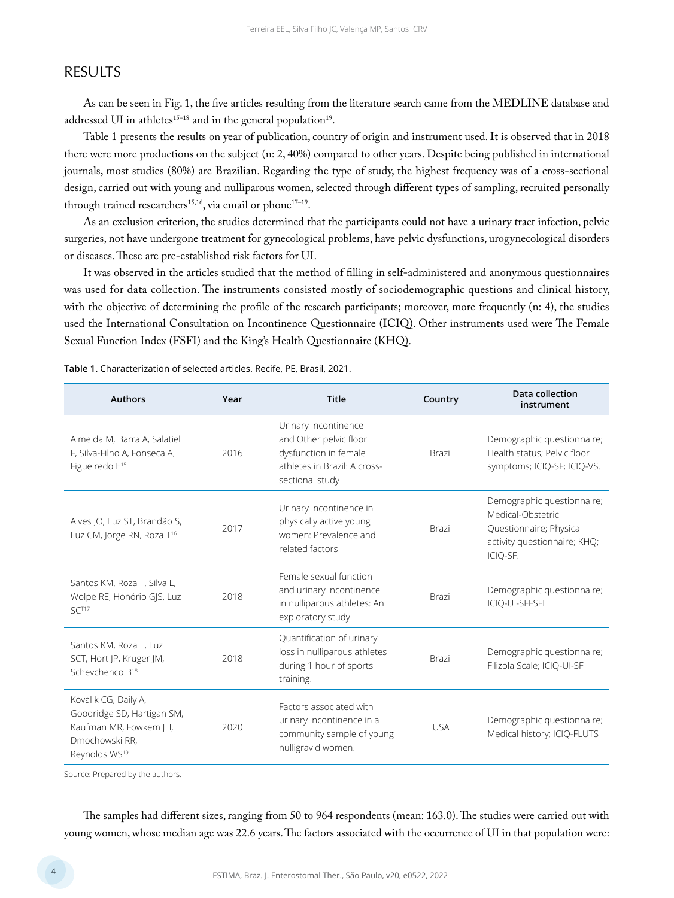## RESULTS

As can be seen in Fig. 1, the five articles resulting from the literature search came from the MEDLINE database and addressed UI in athletes[15–18] and in the general population[19].

Table 1 presents the results on year of publication, country of origin and instrument used. It is observed that in 2018 there were more productions on the subject (n: 2, 40%) compared to other years. Despite being published in international journals, most studies (80%) are Brazilian. Regarding the type of study, the highest frequency was of a cross-sectional design, carried out with young and nulliparous women, selected through different types of sampling, recruited personally through trained researchers[15,16], via email or phone[17–19].

As an exclusion criterion, the studies determined that the participants could not have a urinary tract infection, pelvic surgeries, not have undergone treatment for gynecological problems, have pelvic dysfunctions, urogynecological disorders or diseases. These are pre-established risk factors for UI.

It was observed in the articles studied that the method of filling in self-administered and anonymous questionnaires was used for data collection. The instruments consisted mostly of sociodemographic questions and clinical history, with the objective of determining the profile of the research participants; moreover, more frequently (n: 4), the studies used the International Consultation on Incontinence Questionnaire (ICIQ). Other instruments used were The Female Sexual Function Index (FSFI) and the King's Health Questionnaire (KHQ).

**Table 1.** Characterization of selected articles. Recife, PE, Brasil, 2021.

| Authors | Year | Title | Country | Data collection instrument |
|---|---|---|---|---|
| Almeida M, Barra A, Salatiel F, Silva-Filho A, Fonseca A, Figueiredo E[15] | 2016 | Urinary incontinence and Other pelvic floor dysfunction in female athletes in Brazil: A cross-sectional study | Brazil | Demographic questionnaire; Health status; Pelvic floor symptoms; ICIQ-SF; ICIQ-VS. |
| Alves JO, Luz ST, Brandão S, Luz CM, Jorge RN, Roza T[16] | 2017 | Urinary incontinence in physically active young women: Prevalence and related factors | Brazil | Demographic questionnaire; Medical-Obstetric Questionnaire; Physical activity questionnaire; KHQ; ICIQ-SF. |
| Santos KM, Roza T, Silva L, Wolpe RE, Honório GJS, Luz SC[T17] | 2018 | Female sexual function and urinary incontinence in nulliparous athletes: An exploratory study | Brazil | Demographic questionnaire; ICIQ-UI-SFFSFI |
| Santos KM, Roza T, Luz SCT, Hort JP, Kruger JM, Schevchenco B[18] | 2018 | Quantification of urinary loss in nulliparous athletes during 1 hour of sports training. | Brazil | Demographic questionnaire; Filizola Scale; ICIQ-UI-SF |
| Kovalik CG, Daily A, Goodridge SD, Hartigan SM, Kaufman MR, Fowkem JH, Dmochowski RR, Reynolds WS[19] | 2020 | Factors associated with urinary incontinence in a community sample of young nulligravid women. | USA | Demographic questionnaire; Medical history; ICIQ-FLUTS |

Source: Prepared by the authors.

The samples had different sizes, ranging from 50 to 964 respondents (mean: 163.0). The studies were carried out with young women, whose median age was 22.6 years. The factors associated with the occurrence of UI in that population were: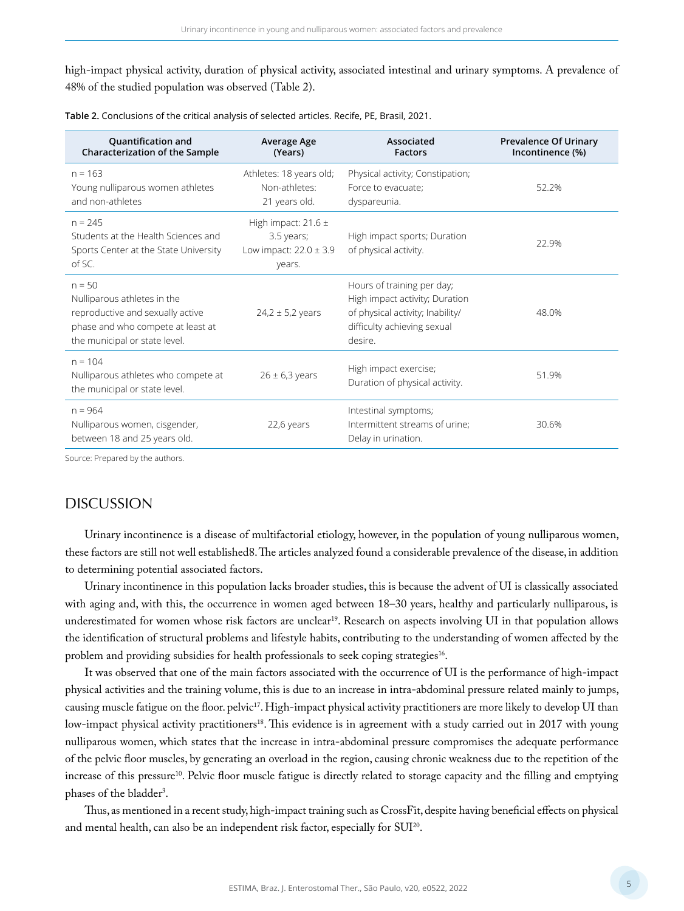high-impact physical activity, duration of physical activity, associated intestinal and urinary symptoms. A prevalence of 48% of the studied population was observed (Table 2).

**Table 2.** Conclusions of the critical analysis of selected articles. Recife, PE, Brasil, 2021.

| Quantification and Characterization of the Sample | Average Age (Years) | Associated Factors | Prevalence Of Urinary Incontinence (%) |
|---|---|---|---|
| n = 163<br>Young nulliparous women athletes and non-athletes | Athletes: 18 years old; Non-athletes: 21 years old. | Physical activity; Constipation; Force to evacuate; dyspareunia. | 52.2% |
| n = 245<br>Students at the Health Sciences and Sports Center at the State University of SC. | High impact: 21.6 ± 3.5 years; Low impact: 22.0 ± 3.9 years. | High impact sports; Duration of physical activity. | 22.9% |
| n = 50<br>Nulliparous athletes in the reproductive and sexually active phase and who compete at least at the municipal or state level. | 24,2 ± 5,2 years | Hours of training per day; High impact activity; Duration of physical activity; Inability/ difficulty achieving sexual desire. | 48.0% |
| n = 104<br>Nulliparous athletes who compete at the municipal or state level. | 26 ± 6,3 years | High impact exercise; Duration of physical activity. | 51.9% |
| n = 964<br>Nulliparous women, cisgender, between 18 and 25 years old. | 22,6 years | Intestinal symptoms; Intermittent streams of urine; Delay in urination. | 30.6% |

Source: Prepared by the authors.

## DISCUSSION

Urinary incontinence is a disease of multifactorial etiology, however, in the population of young nulliparous women, these factors are still not well established8. The articles analyzed found a considerable prevalence of the disease, in addition to determining potential associated factors.

Urinary incontinence in this population lacks broader studies, this is because the advent of UI is classically associated with aging and, with this, the occurrence in women aged between 18–30 years, healthy and particularly nulliparous, is underestimated for women whose risk factors are unclear[19]. Research on aspects involving UI in that population allows the identification of structural problems and lifestyle habits, contributing to the understanding of women affected by the problem and providing subsidies for health professionals to seek coping strategies[16].

It was observed that one of the main factors associated with the occurrence of UI is the performance of high-impact physical activities and the training volume, this is due to an increase in intra-abdominal pressure related mainly to jumps, causing muscle fatigue on the floor. pelvic[17]. High-impact physical activity practitioners are more likely to develop UI than low-impact physical activity practitioners[18]. This evidence is in agreement with a study carried out in 2017 with young nulliparous women, which states that the increase in intra-abdominal pressure compromises the adequate performance of the pelvic floor muscles, by generating an overload in the region, causing chronic weakness due to the repetition of the increase of this pressure[10]. Pelvic floor muscle fatigue is directly related to storage capacity and the filling and emptying phases of the bladder[3].

Thus, as mentioned in a recent study, high-impact training such as CrossFit, despite having beneficial effects on physical and mental health, can also be an independent risk factor, especially for SUI[20].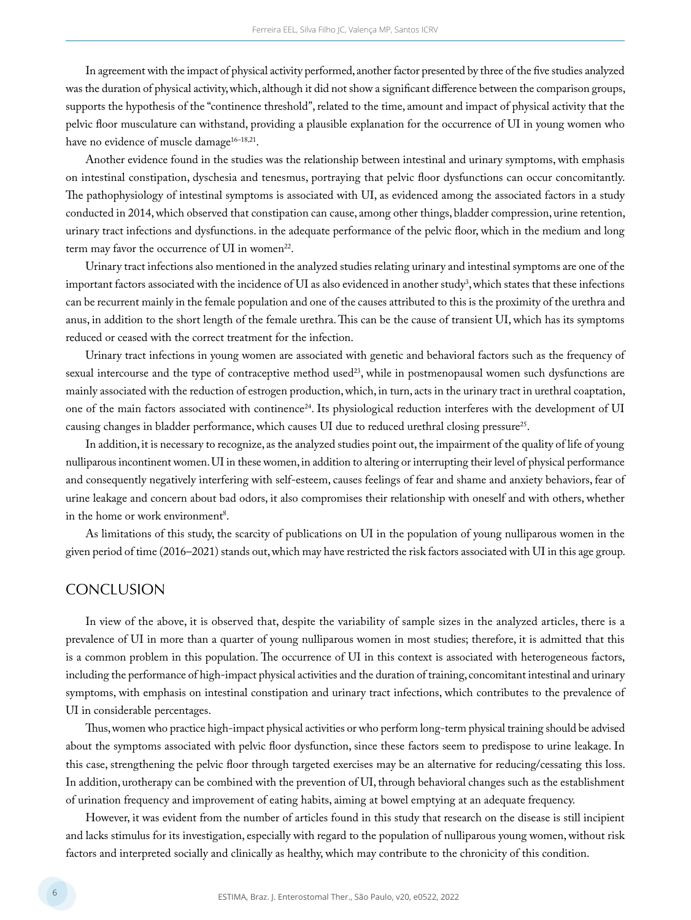In agreement with the impact of physical activity performed, another factor presented by three of the five studies analyzed was the duration of physical activity, which, although it did not show a significant difference between the comparison groups, supports the hypothesis of the "continence threshold", related to the time, amount and impact of physical activity that the pelvic floor musculature can withstand, providing a plausible explanation for the occurrence of UI in young women who have no evidence of muscle damage[16–18,21].

Another evidence found in the studies was the relationship between intestinal and urinary symptoms, with emphasis on intestinal constipation, dyschesia and tenesmus, portraying that pelvic floor dysfunctions can occur concomitantly. The pathophysiology of intestinal symptoms is associated with UI, as evidenced among the associated factors in a study conducted in 2014, which observed that constipation can cause, among other things, bladder compression, urine retention, urinary tract infections and dysfunctions. in the adequate performance of the pelvic floor, which in the medium and long term may favor the occurrence of UI in women[22].

Urinary tract infections also mentioned in the analyzed studies relating urinary and intestinal symptoms are one of the important factors associated with the incidence of UI as also evidenced in another study[3], which states that these infections can be recurrent mainly in the female population and one of the causes attributed to this is the proximity of the urethra and anus, in addition to the short length of the female urethra. This can be the cause of transient UI, which has its symptoms reduced or ceased with the correct treatment for the infection.

Urinary tract infections in young women are associated with genetic and behavioral factors such as the frequency of sexual intercourse and the type of contraceptive method used[23], while in postmenopausal women such dysfunctions are mainly associated with the reduction of estrogen production, which, in turn, acts in the urinary tract in urethral coaptation, one of the main factors associated with continence[24]. Its physiological reduction interferes with the development of UI causing changes in bladder performance, which causes UI due to reduced urethral closing pressure[25].

In addition, it is necessary to recognize, as the analyzed studies point out, the impairment of the quality of life of young nulliparous incontinent women. UI in these women, in addition to altering or interrupting their level of physical performance and consequently negatively interfering with self-esteem, causes feelings of fear and shame and anxiety behaviors, fear of urine leakage and concern about bad odors, it also compromises their relationship with oneself and with others, whether in the home or work environment[8].

As limitations of this study, the scarcity of publications on UI in the population of young nulliparous women in the given period of time (2016–2021) stands out, which may have restricted the risk factors associated with UI in this age group.

## CONCLUSION

In view of the above, it is observed that, despite the variability of sample sizes in the analyzed articles, there is a prevalence of UI in more than a quarter of young nulliparous women in most studies; therefore, it is admitted that this is a common problem in this population. The occurrence of UI in this context is associated with heterogeneous factors, including the performance of high-impact physical activities and the duration of training, concomitant intestinal and urinary symptoms, with emphasis on intestinal constipation and urinary tract infections, which contributes to the prevalence of UI in considerable percentages.

Thus, women who practice high-impact physical activities or who perform long-term physical training should be advised about the symptoms associated with pelvic floor dysfunction, since these factors seem to predispose to urine leakage. In this case, strengthening the pelvic floor through targeted exercises may be an alternative for reducing/cessating this loss. In addition, urotherapy can be combined with the prevention of UI, through behavioral changes such as the establishment of urination frequency and improvement of eating habits, aiming at bowel emptying at an adequate frequency.

However, it was evident from the number of articles found in this study that research on the disease is still incipient and lacks stimulus for its investigation, especially with regard to the population of nulliparous young women, without risk factors and interpreted socially and clinically as healthy, which may contribute to the chronicity of this condition.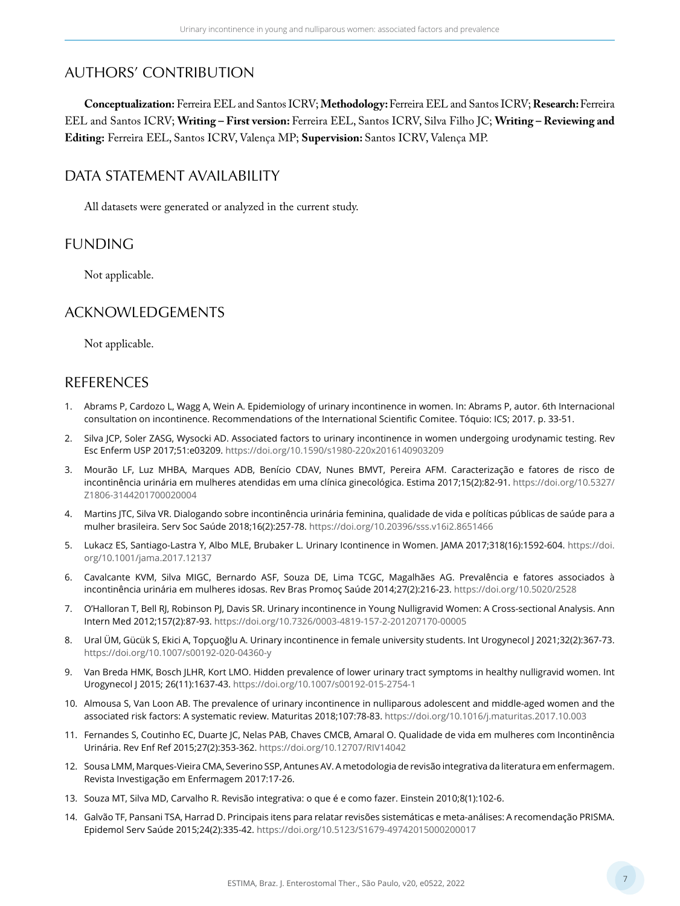## AUTHORS' CONTRIBUTION

**Conceptualization:** Ferreira EEL and Santos ICRV; **Methodology:** Ferreira EEL and Santos ICRV; **Research:** Ferreira EEL and Santos ICRV; **Writing – First version:** Ferreira EEL, Santos ICRV, Silva Filho JC; **Writing – Reviewing and Editing:** Ferreira EEL, Santos ICRV, Valença MP; **Supervision:** Santos ICRV, Valença MP.

## DATA STATEMENT AVAILABILITY

All datasets were generated or analyzed in the current study.

## FUNDING

Not applicable.

## ACKNOWLEDGEMENTS

Not applicable.

## REFERENCES

1. Abrams P, Cardozo L, Wagg A, Wein A. Epidemiology of urinary incontinence in women. In: Abrams P, autor. 6th Internacional consultation on incontinence. Recommendations of the International Scientific Comitee. Tóquio: ICS; 2017. p. 33-51.
2. Silva JCP, Soler ZASG, Wysocki AD. Associated factors to urinary incontinence in women undergoing urodynamic testing. Rev Esc Enferm USP 2017;51:e03209. https://doi.org/10.1590/s1980-220x2016140903209
3. Mourão LF, Luz MHBA, Marques ADB, Benício CDAV, Nunes BMVT, Pereira AFM. Caracterização e fatores de risco de incontinência urinária em mulheres atendidas em uma clínica ginecológica. Estima 2017;15(2):82-91. https://doi.org/10.5327/Z1806-3144201700020004
4. Martins JTC, Silva VR. Dialogando sobre incontinência urinária feminina, qualidade de vida e políticas públicas de saúde para a mulher brasileira. Serv Soc Saúde 2018;16(2):257-78. https://doi.org/10.20396/sss.v16i2.8651466
5. Lukacz ES, Santiago-Lastra Y, Albo MLE, Brubaker L. Urinary Icontinence in Women. JAMA 2017;318(16):1592-604. https://doi.org/10.1001/jama.2017.12137
6. Cavalcante KVM, Silva MIGC, Bernardo ASF, Souza DE, Lima TCGC, Magalhães AG. Prevalência e fatores associados à incontinência urinária em mulheres idosas. Rev Bras Promoç Saúde 2014;27(2):216-23. https://doi.org/10.5020/2528
7. O'Halloran T, Bell RJ, Robinson PJ, Davis SR. Urinary incontinence in Young Nulligravid Women: A Cross-sectional Analysis. Ann Intern Med 2012;157(2):87-93. https://doi.org/10.7326/0003-4819-157-2-201207170-00005
8. Ural ÜM, Gücük S, Ekici A, Topçuoğlu A. Urinary incontinence in female university students. Int Urogynecol J 2021;32(2):367-73. https://doi.org/10.1007/s00192-020-04360-y
9. Van Breda HMK, Bosch JLHR, Kort LMO. Hidden prevalence of lower urinary tract symptoms in healthy nulligravid women. Int Urogynecol J 2015; 26(11):1637-43. https://doi.org/10.1007/s00192-015-2754-1
10. Almousa S, Van Loon AB. The prevalence of urinary incontinence in nulliparous adolescent and middle-aged women and the associated risk factors: A systematic review. Maturitas 2018;107:78-83. https://doi.org/10.1016/j.maturitas.2017.10.003
11. Fernandes S, Coutinho EC, Duarte JC, Nelas PAB, Chaves CMCB, Amaral O. Qualidade de vida em mulheres com Incontinência Urinária. Rev Enf Ref 2015;27(2):353-362. https://doi.org/10.12707/RIV14042
12. Sousa LMM, Marques-Vieira CMA, Severino SSP, Antunes AV. A metodologia de revisão integrativa da literatura em enfermagem. Revista Investigação em Enfermagem 2017:17-26.
13. Souza MT, Silva MD, Carvalho R. Revisão integrativa: o que é e como fazer. Einstein 2010;8(1):102-6.
14. Galvão TF, Pansani TSA, Harrad D. Principais itens para relatar revisões sistemáticas e meta-análises: A recomendação PRISMA. Epidemol Serv Saúde 2015;24(2):335-42. https://doi.org/10.5123/S1679-49742015000200017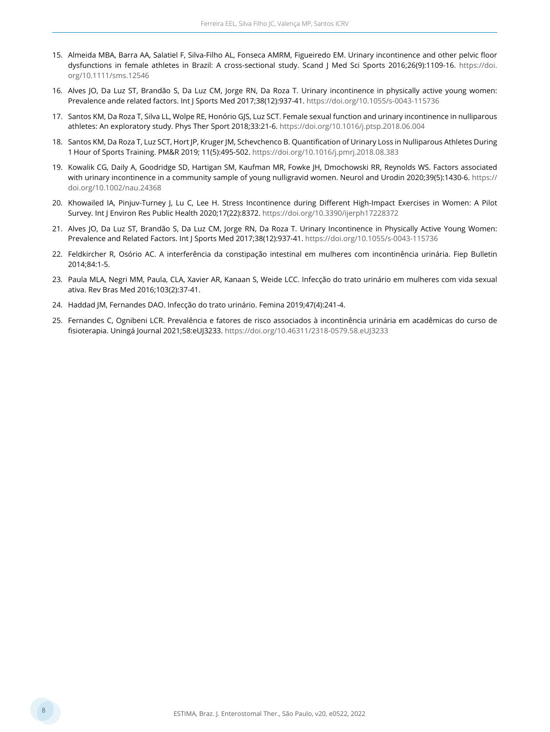15. Almeida MBA, Barra AA, Salatiel F, Silva-Filho AL, Fonseca AMRM, Figueiredo EM. Urinary incontinence and other pelvic floor dysfunctions in female athletes in Brazil: A cross-sectional study. Scand J Med Sci Sports 2016;26(9):1109-16. https://doi.org/10.1111/sms.12546

16. Alves JO, Da Luz ST, Brandão S, Da Luz CM, Jorge RN, Da Roza T. Urinary incontinence in physically active young women: Prevalence ande related factors. Int J Sports Med 2017;38(12):937-41. https://doi.org/10.1055/s-0043-115736

17. Santos KM, Da Roza T, Silva LL, Wolpe RE, Honório GJS, Luz SCT. Female sexual function and urinary incontinence in nulliparous athletes: An exploratory study. Phys Ther Sport 2018;33:21-6. https://doi.org/10.1016/j.ptsp.2018.06.004

18. Santos KM, Da Roza T, Luz SCT, Hort JP, Kruger JM, Schevchenco B. Quantification of Urinary Loss in Nulliparous Athletes During 1 Hour of Sports Training. PM&R 2019; 11(5):495-502. https://doi.org/10.1016/j.pmrj.2018.08.383

19. Kowalik CG, Daily A, Goodridge SD, Hartigan SM, Kaufman MR, Fowke JH, Dmochowski RR, Reynolds WS. Factors associated with urinary incontinence in a community sample of young nulligravid women. Neurol and Urodin 2020;39(5):1430-6. https://doi.org/10.1002/nau.24368

20. Khowailed IA, Pinjuv-Turney J, Lu C, Lee H. Stress Incontinence during Different High-Impact Exercises in Women: A Pilot Survey. Int J Environ Res Public Health 2020;17(22):8372. https://doi.org/10.3390/ijerph17228372

21. Alves JO, Da Luz ST, Brandão S, Da Luz CM, Jorge RN, Da Roza T. Urinary Incontinence in Physically Active Young Women: Prevalence and Related Factors. Int J Sports Med 2017;38(12):937-41. https://doi.org/10.1055/s-0043-115736

22. Feldkircher R, Osório AC. A interferência da constipação intestinal em mulheres com incontinência urinária. Fiep Bulletin 2014;84:1-5.

23. Paula MLA, Negri MM, Paula, CLA, Xavier AR, Kanaan S, Weide LCC. Infecção do trato urinário em mulheres com vida sexual ativa. Rev Bras Med 2016;103(2):37-41.

24. Haddad JM, Fernandes DAO. Infecção do trato urinário. Femina 2019;47(4):241-4.

25. Fernandes C, Ognibeni LCR. Prevalência e fatores de risco associados à incontinência urinária em acadêmicas do curso de fisioterapia. Uningá Journal 2021;58:eUJ3233. https://doi.org/10.46311/2318-0579.58.eUJ3233